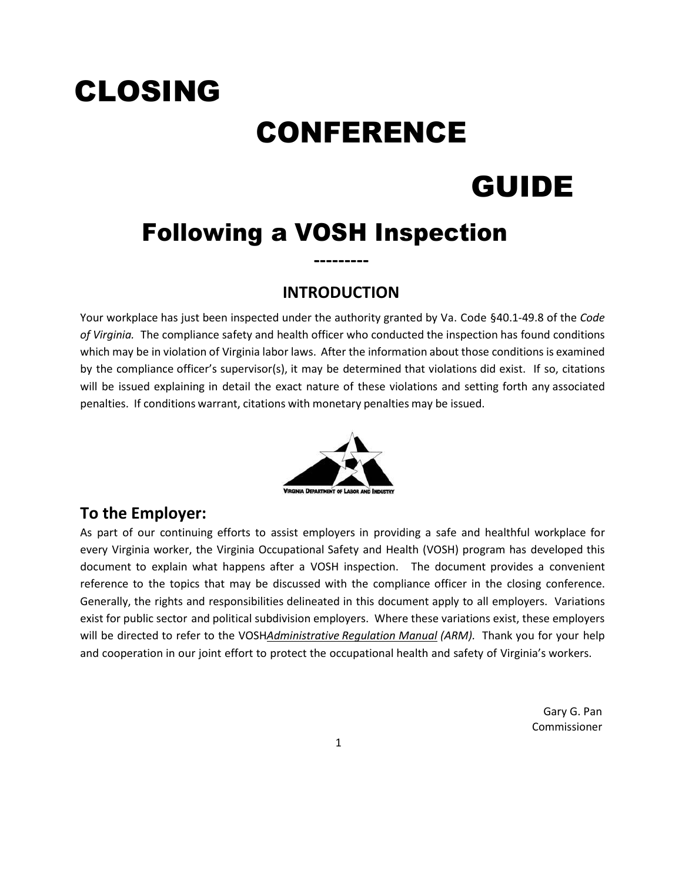# CLOSING CONFERENCE GUIDE

## Following a VOSH Inspection

---------

### INTRODUCTION

Your workplace has just been inspected under the authority granted by Va. Code §40.1-49.8 of the *Code of Virginia.* The compliance safety and health officer who conducted the inspection has found conditions which may be in violation of Virginia labor laws. After the information about those conditions is examined by the compliance officer's supervisor(s), it may be determined that violations did exist. If so, citations will be issued explaining in detail the exact nature of these violations and setting forth any associated penalties. If conditions warrant, citations with monetary penalties may be issued.

VIRGINIA DEPARTMENT OF LABOR AND INDUSTRY

### To the Employer:

As part of our continuing efforts to assist employers in providing a safe and healthful workplace for every Virginia worker, the Virginia Occupational Safety and Health (VOSH) program has developed this document to explain what happens after a VOSH inspection. The document provides a convenient reference to the topics that may be discussed with the compliance officer in the closing conference. Generally, the rights and responsibilities delineated in this document apply to all employers. Variations exist for public sector and political subdivision employers. Where these variations exist, these employers will be directed to refer to the VOSH*Administrative Regulation Manual* *(ARM).* Thank you for your help and cooperation in our joint effort to protect the occupational health and safety of Virginia's workers.

Gary G. Pan
Commissioner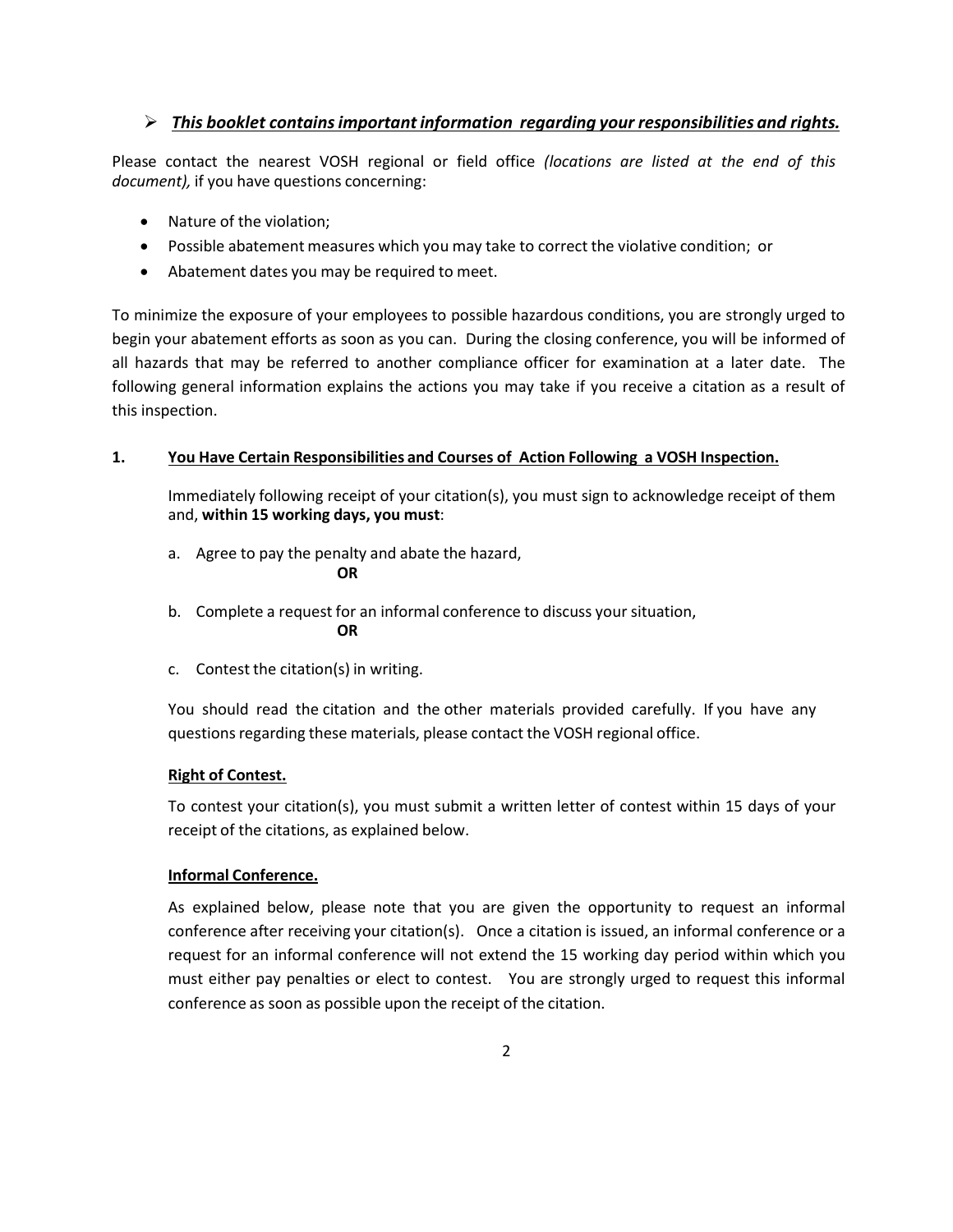➢ ***This booklet contains important information regarding your responsibilities and rights.***

Please contact the nearest VOSH regional or field office *(locations are listed at the end of this document),* if you have questions concerning:

- Nature of the violation;
- Possible abatement measures which you may take to correct the violative condition; or
- Abatement dates you may be required to meet.

To minimize the exposure of your employees to possible hazardous conditions, you are strongly urged to begin your abatement efforts as soon as you can. During the closing conference, you will be informed of all hazards that may be referred to another compliance officer for examination at a later date. The following general information explains the actions you may take if you receive a citation as a result of this inspection.

## 1. You Have Certain Responsibilities and Courses of Action Following a VOSH Inspection.

Immediately following receipt of your citation(s), you must sign to acknowledge receipt of them and, **within 15 working days, you must**:

a. Agree to pay the penalty and abate the hazard,

**OR**

b. Complete a request for an informal conference to discuss your situation,

**OR**

c. Contest the citation(s) in writing.

You should read the citation and the other materials provided carefully. If you have any questions regarding these materials, please contact the VOSH regional office.

### Right of Contest.

To contest your citation(s), you must submit a written letter of contest within 15 days of your receipt of the citations, as explained below.

### Informal Conference.

As explained below, please note that you are given the opportunity to request an informal conference after receiving your citation(s). Once a citation is issued, an informal conference or a request for an informal conference will not extend the 15 working day period within which you must either pay penalties or elect to contest. You are strongly urged to request this informal conference as soon as possible upon the receipt of the citation.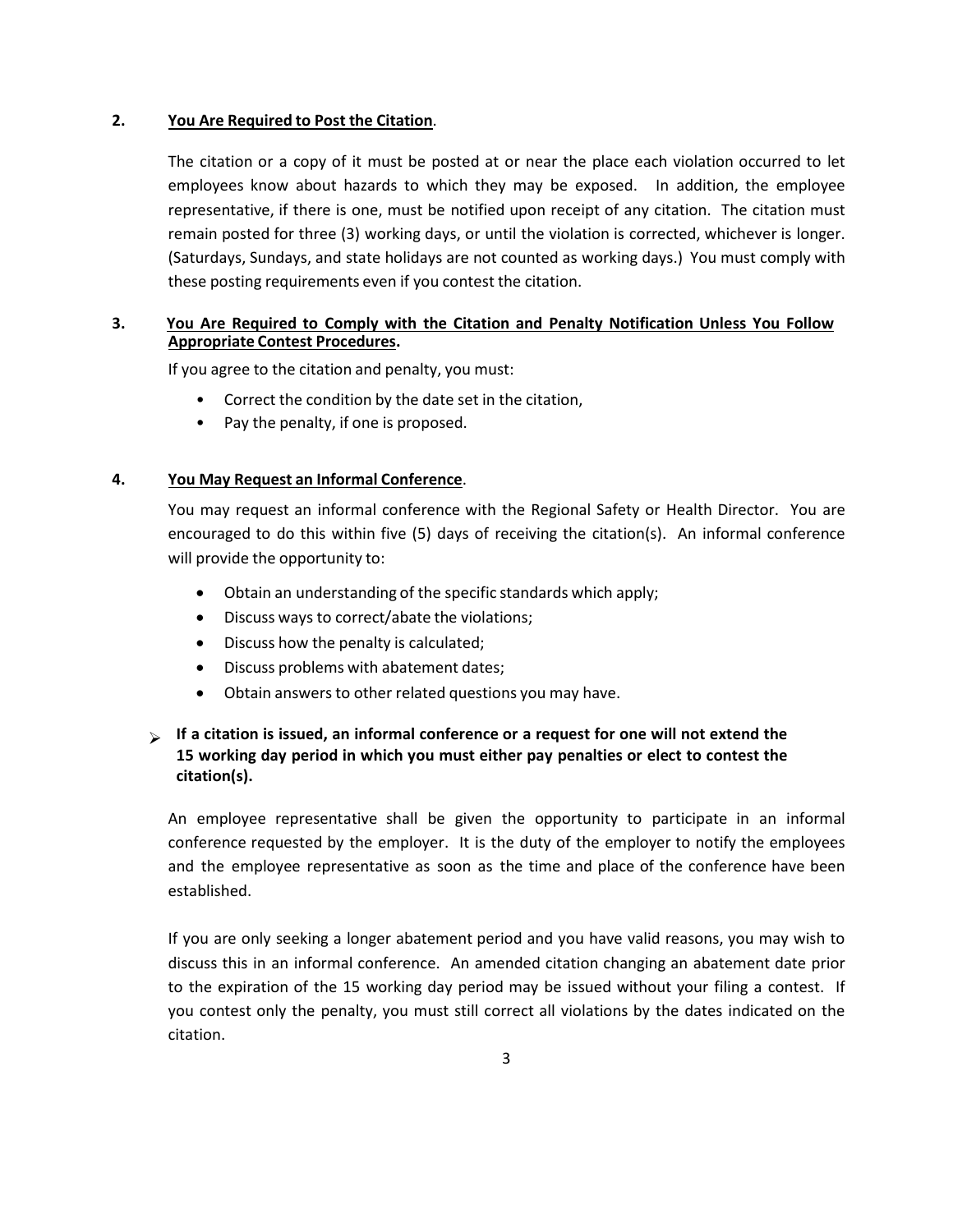**2. <u>You Are Required to Post the Citation</u>.**

The citation or a copy of it must be posted at or near the place each violation occurred to let employees know about hazards to which they may be exposed. In addition, the employee representative, if there is one, must be notified upon receipt of any citation. The citation must remain posted for three (3) working days, or until the violation is corrected, whichever is longer. (Saturdays, Sundays, and state holidays are not counted as working days.) You must comply with these posting requirements even if you contest the citation.

**3. <u>You Are Required to Comply with the Citation and Penalty Notification Unless You Follow Appropriate Contest Procedures</u>.**

If you agree to the citation and penalty, you must:

- Correct the condition by the date set in the citation,
- Pay the penalty, if one is proposed.

**4. <u>You May Request an Informal Conference</u>.**

You may request an informal conference with the Regional Safety or Health Director. You are encouraged to do this within five (5) days of receiving the citation(s). An informal conference will provide the opportunity to:

- Obtain an understanding of the specific standards which apply;
- Discuss ways to correct/abate the violations;
- Discuss how the penalty is calculated;
- Discuss problems with abatement dates;
- Obtain answers to other related questions you may have.

➢ **If a citation is issued, an informal conference or a request for one will not extend the 15 working day period in which you must either pay penalties or elect to contest the citation(s).**

An employee representative shall be given the opportunity to participate in an informal conference requested by the employer. It is the duty of the employer to notify the employees and the employee representative as soon as the time and place of the conference have been established.

If you are only seeking a longer abatement period and you have valid reasons, you may wish to discuss this in an informal conference. An amended citation changing an abatement date prior to the expiration of the 15 working day period may be issued without your filing a contest. If you contest only the penalty, you must still correct all violations by the dates indicated on the citation.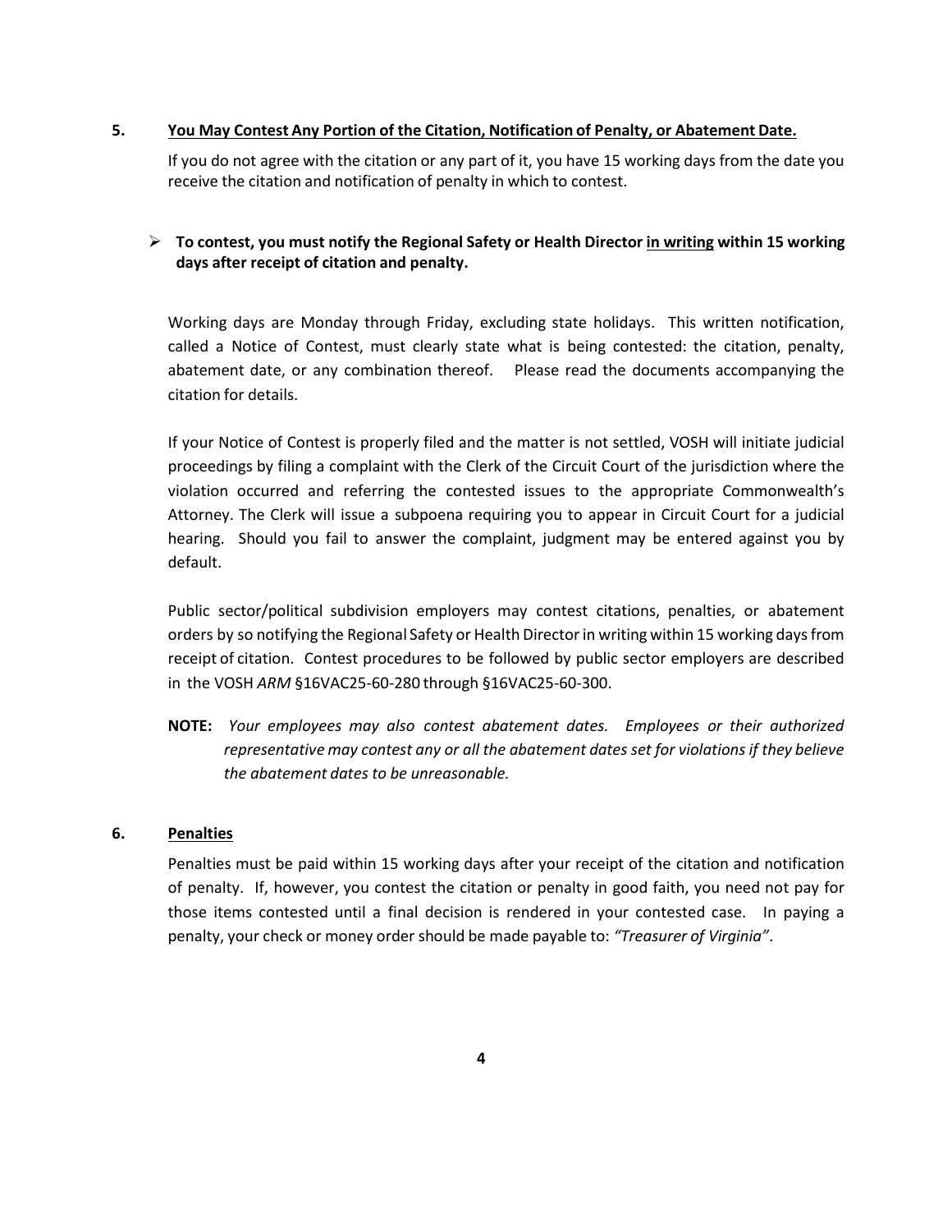## 5. You May Contest Any Portion of the Citation, Notification of Penalty, or Abatement Date.

If you do not agree with the citation or any part of it, you have 15 working days from the date you receive the citation and notification of penalty in which to contest.

- **To contest, you must notify the Regional Safety or Health Director in writing within 15 working days after receipt of citation and penalty.**

Working days are Monday through Friday, excluding state holidays. This written notification, called a Notice of Contest, must clearly state what is being contested: the citation, penalty, abatement date, or any combination thereof. Please read the documents accompanying the citation for details.

If your Notice of Contest is properly filed and the matter is not settled, VOSH will initiate judicial proceedings by filing a complaint with the Clerk of the Circuit Court of the jurisdiction where the violation occurred and referring the contested issues to the appropriate Commonwealth's Attorney. The Clerk will issue a subpoena requiring you to appear in Circuit Court for a judicial hearing. Should you fail to answer the complaint, judgment may be entered against you by default.

Public sector/political subdivision employers may contest citations, penalties, or abatement orders by so notifying the Regional Safety or Health Director in writing within 15 working days from receipt of citation. Contest procedures to be followed by public sector employers are described in the VOSH *ARM* §16VAC25-60-280 through §16VAC25-60-300.

**NOTE:** *Your employees may also contest abatement dates. Employees or their authorized representative may contest any or all the abatement dates set for violations if they believe the abatement dates to be unreasonable.*

## 6. Penalties

Penalties must be paid within 15 working days after your receipt of the citation and notification of penalty. If, however, you contest the citation or penalty in good faith, you need not pay for those items contested until a final decision is rendered in your contested case. In paying a penalty, your check or money order should be made payable to: *"Treasurer of Virginia"*.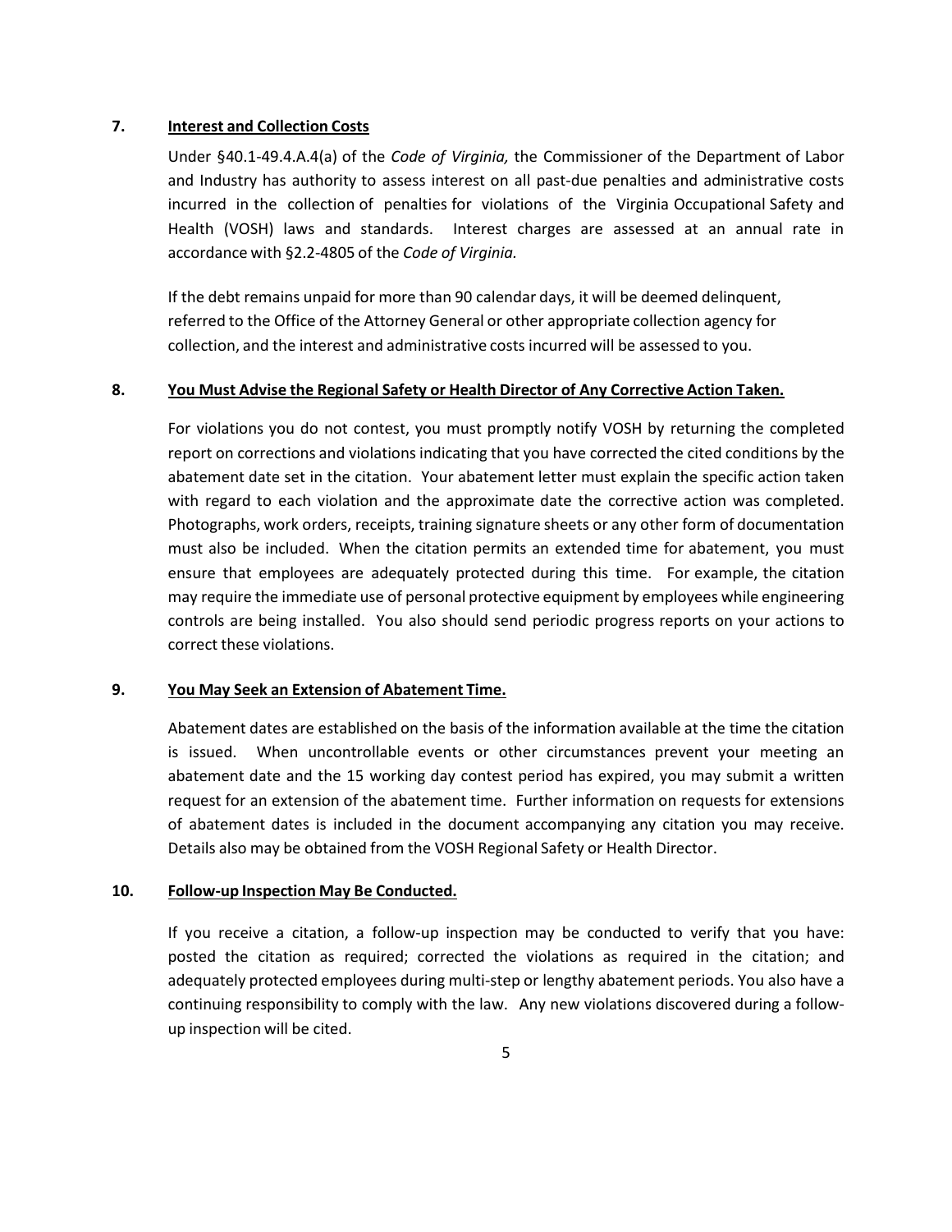**7. Interest and Collection Costs**

Under §40.1-49.4.A.4(a) of the *Code of Virginia,* the Commissioner of the Department of Labor and Industry has authority to assess interest on all past-due penalties and administrative costs incurred in the collection of penalties for violations of the Virginia Occupational Safety and Health (VOSH) laws and standards. Interest charges are assessed at an annual rate in accordance with §2.2-4805 of the *Code of Virginia.*

If the debt remains unpaid for more than 90 calendar days, it will be deemed delinquent, referred to the Office of the Attorney General or other appropriate collection agency for collection, and the interest and administrative costs incurred will be assessed to you.

**8. You Must Advise the Regional Safety or Health Director of Any Corrective Action Taken.**

For violations you do not contest, you must promptly notify VOSH by returning the completed report on corrections and violations indicating that you have corrected the cited conditions by the abatement date set in the citation. Your abatement letter must explain the specific action taken with regard to each violation and the approximate date the corrective action was completed. Photographs, work orders, receipts, training signature sheets or any other form of documentation must also be included. When the citation permits an extended time for abatement, you must ensure that employees are adequately protected during this time. For example, the citation may require the immediate use of personal protective equipment by employees while engineering controls are being installed. You also should send periodic progress reports on your actions to correct these violations.

**9. You May Seek an Extension of Abatement Time.**

Abatement dates are established on the basis of the information available at the time the citation is issued. When uncontrollable events or other circumstances prevent your meeting an abatement date and the 15 working day contest period has expired, you may submit a written request for an extension of the abatement time. Further information on requests for extensions of abatement dates is included in the document accompanying any citation you may receive. Details also may be obtained from the VOSH Regional Safety or Health Director.

**10. Follow-up Inspection May Be Conducted.**

If you receive a citation, a follow-up inspection may be conducted to verify that you have: posted the citation as required; corrected the violations as required in the citation; and adequately protected employees during multi-step or lengthy abatement periods. You also have a continuing responsibility to comply with the law. Any new violations discovered during a follow-up inspection will be cited.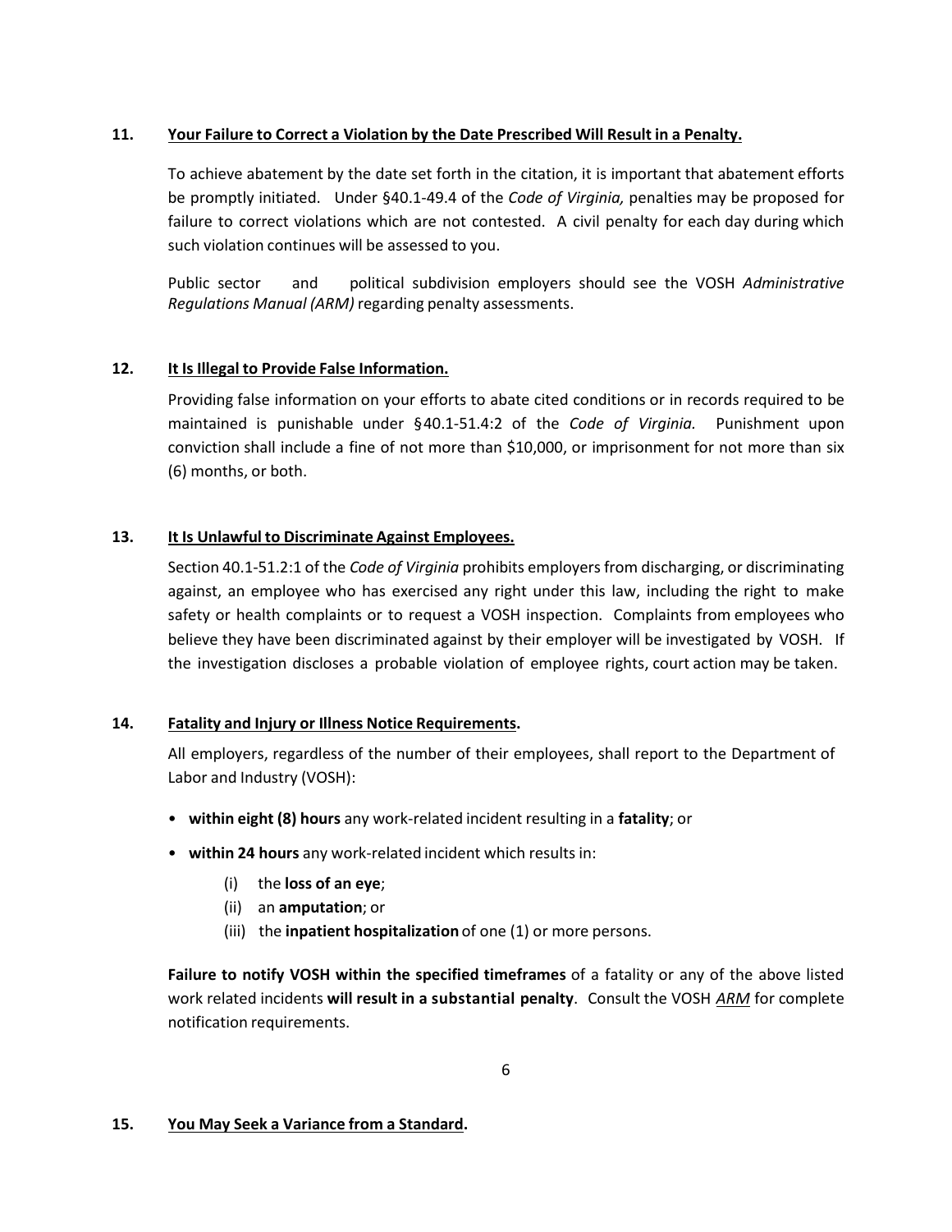**11. Your Failure to Correct a Violation by the Date Prescribed Will Result in a Penalty.**

To achieve abatement by the date set forth in the citation, it is important that abatement efforts be promptly initiated. Under §40.1-49.4 of the *Code of Virginia,* penalties may be proposed for failure to correct violations which are not contested. A civil penalty for each day during which such violation continues will be assessed to you.

Public sector and political subdivision employers should see the VOSH *Administrative Regulations Manual (ARM)* regarding penalty assessments.

**12. It Is Illegal to Provide False Information.**

Providing false information on your efforts to abate cited conditions or in records required to be maintained is punishable under §40.1-51.4:2 of the *Code of Virginia.* Punishment upon conviction shall include a fine of not more than $10,000, or imprisonment for not more than six (6) months, or both.

**13. It Is Unlawful to Discriminate Against Employees.**

Section 40.1-51.2:1 of the *Code of Virginia* prohibits employers from discharging, or discriminating against, an employee who has exercised any right under this law, including the right to make safety or health complaints or to request a VOSH inspection. Complaints from employees who believe they have been discriminated against by their employer will be investigated by VOSH. If the investigation discloses a probable violation of employee rights, court action may be taken.

**14. Fatality and Injury or Illness Notice Requirements.**

All employers, regardless of the number of their employees, shall report to the Department of Labor and Industry (VOSH):

- **within eight (8) hours** any work-related incident resulting in a **fatality**; or
- **within 24 hours** any work-related incident which results in:
  - (i) the **loss of an eye**;
  - (ii) an **amputation**; or
  - (iii) the **inpatient hospitalization** of one (1) or more persons.

**Failure to notify VOSH within the specified timeframes** of a fatality or any of the above listed work related incidents **will result in a substantial penalty**. Consult the VOSH *ARM* for complete notification requirements.

**15. You May Seek a Variance from a Standard.**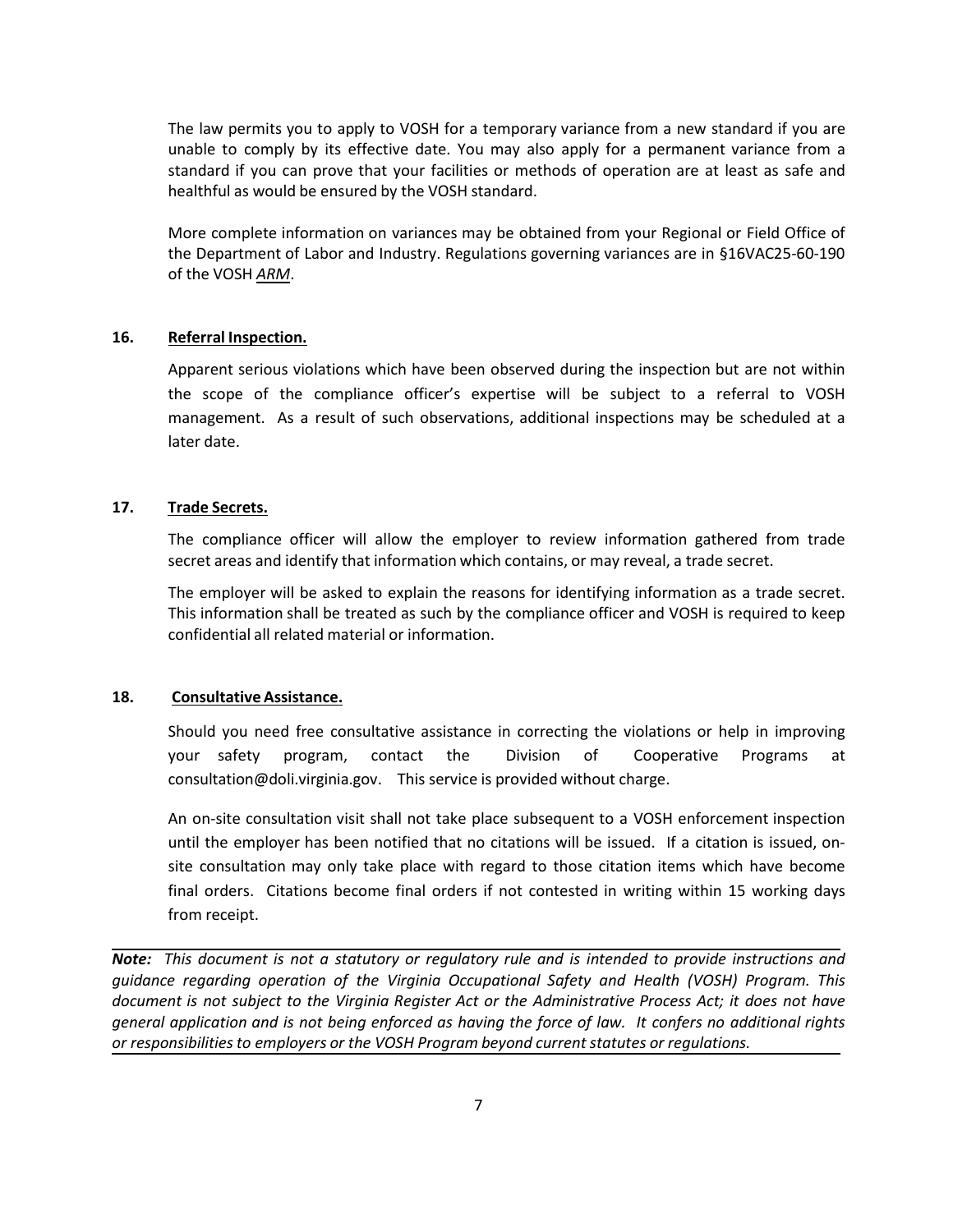The law permits you to apply to VOSH for a temporary variance from a new standard if you are unable to comply by its effective date. You may also apply for a permanent variance from a standard if you can prove that your facilities or methods of operation are at least as safe and healthful as would be ensured by the VOSH standard.

More complete information on variances may be obtained from your Regional or Field Office of the Department of Labor and Industry. Regulations governing variances are in §16VAC25-60-190 of the VOSH *ARM*.

**16. Referral Inspection.**

Apparent serious violations which have been observed during the inspection but are not within the scope of the compliance officer's expertise will be subject to a referral to VOSH management. As a result of such observations, additional inspections may be scheduled at a later date.

**17. Trade Secrets.**

The compliance officer will allow the employer to review information gathered from trade secret areas and identify that information which contains, or may reveal, a trade secret.

The employer will be asked to explain the reasons for identifying information as a trade secret. This information shall be treated as such by the compliance officer and VOSH is required to keep confidential all related material or information.

**18. Consultative Assistance.**

Should you need free consultative assistance in correcting the violations or help in improving your safety program, contact the Division of Cooperative Programs at consultation@doli.virginia.gov. This service is provided without charge.

An on-site consultation visit shall not take place subsequent to a VOSH enforcement inspection until the employer has been notified that no citations will be issued. If a citation is issued, on-site consultation may only take place with regard to those citation items which have become final orders. Citations become final orders if not contested in writing within 15 working days from receipt.

***Note:*** *This document is not a statutory or regulatory rule and is intended to provide instructions and guidance regarding operation of the Virginia Occupational Safety and Health (VOSH) Program. This document is not subject to the Virginia Register Act or the Administrative Process Act; it does not have general application and is not being enforced as having the force of law. It confers no additional rights or responsibilities to employers or the VOSH Program beyond current statutes or regulations.*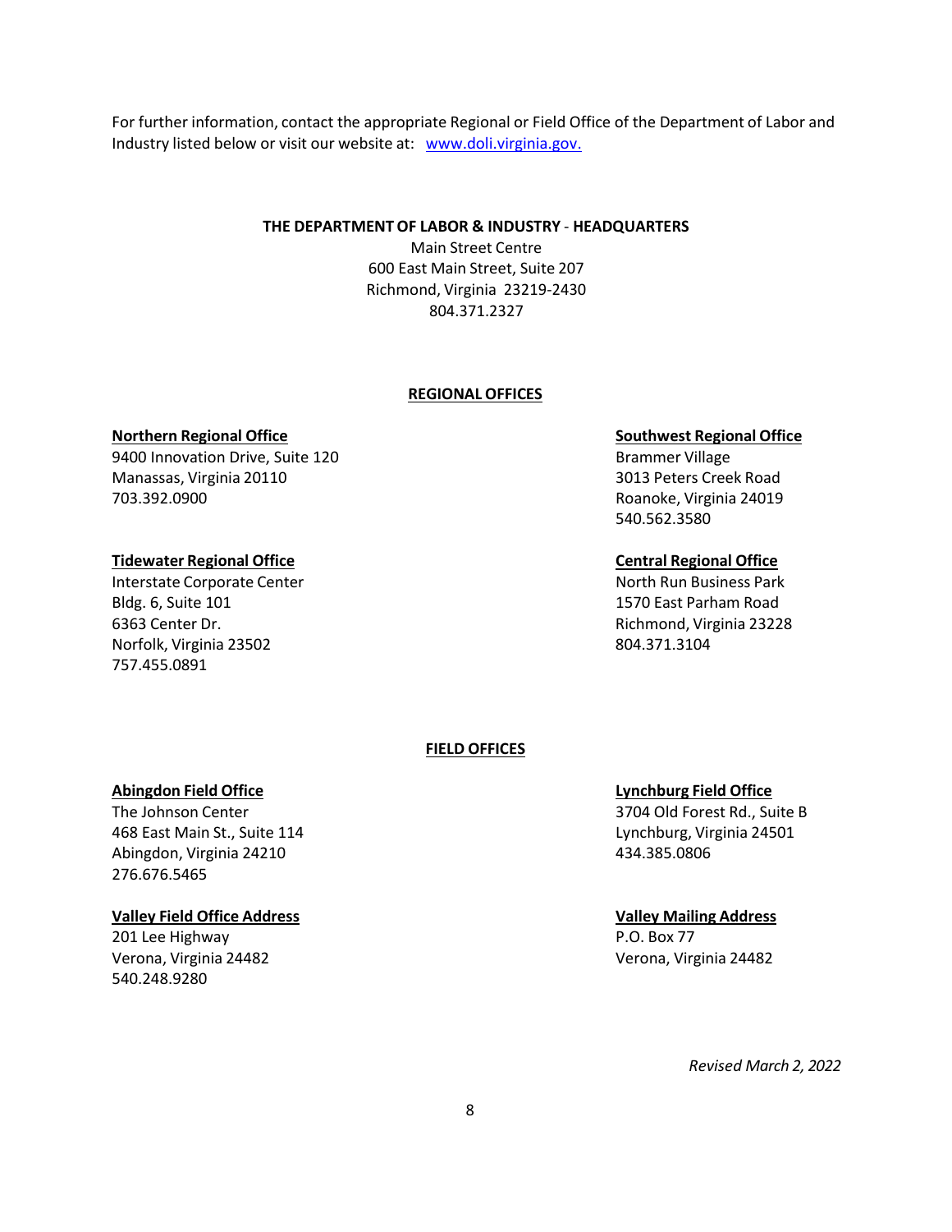For further information, contact the appropriate Regional or Field Office of the Department of Labor and Industry listed below or visit our website at: [www.doli.virginia.gov.](http://www.doli.virginia.gov)

**THE DEPARTMENT OF LABOR & INDUSTRY - HEADQUARTERS**

Main Street Centre
600 East Main Street, Suite 207
Richmond, Virginia 23219-2430
804.371.2327

## REGIONAL OFFICES

**Northern Regional Office**
9400 Innovation Drive, Suite 120
Manassas, Virginia 20110
703.392.0900

**Tidewater Regional Office**
Interstate Corporate Center
Bldg. 6, Suite 101
6363 Center Dr.
Norfolk, Virginia 23502
757.455.0891

**Southwest Regional Office**
Brammer Village
3013 Peters Creek Road
Roanoke, Virginia 24019
540.562.3580

**Central Regional Office**
North Run Business Park
1570 East Parham Road
Richmond, Virginia 23228
804.371.3104

## FIELD OFFICES

**Abingdon Field Office**
The Johnson Center
468 East Main St., Suite 114
Abingdon, Virginia 24210
276.676.5465

**Valley Field Office Address**
201 Lee Highway
Verona, Virginia 24482
540.248.9280

**Lynchburg Field Office**
3704 Old Forest Rd., Suite B
Lynchburg, Virginia 24501
434.385.0806

**Valley Mailing Address**
P.O. Box 77
Verona, Virginia 24482

*Revised March 2, 2022*